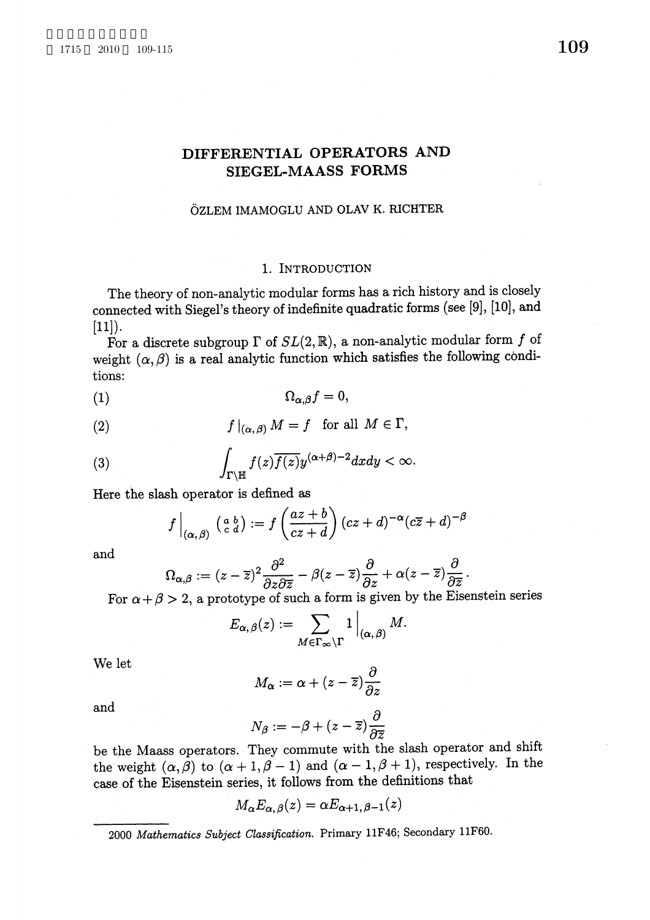# DIFFERENTIAL OPERATORS AND SIEGEL-MAASS FORMS

ÖZLEM IMAMOGLU AND OLAV K. RICHTER

## 1. Introduction

The theory of non-analytic modular forms has a rich history and is closely connected with Siegel's theory of indefinite quadratic forms (see [9], [10], and [11]).

For a discrete subgroup $\Gamma$ of $SL(2,\mathbb{R})$, a non-analytic modular form $f$ of weight $(\alpha,\beta)$ is a real analytic function which satisfies the following conditions:

$$\Omega_{\alpha,\beta} f = 0, \tag{1}$$

$$f\,|_{(\alpha,\beta)}\, M = f \quad \text{for all } M \in \Gamma, \tag{2}$$

$$\int_{\Gamma\backslash\mathbb{H}} f(z)\overline{f(z)} y^{(\alpha+\beta)-2} dx dy < \infty. \tag{3}$$

Here the slash operator is defined as

$$f\Big|_{(\alpha,\beta)} \left(\begin{smallmatrix} a & b \\ c & d \end{smallmatrix}\right) := f\left(\frac{az+b}{cz+d}\right)(cz+d)^{-\alpha}(c\overline{z}+d)^{-\beta}$$

and

$$\Omega_{\alpha,\beta} := (z-\overline{z})^2 \frac{\partial^2}{\partial z \partial \overline{z}} - \beta(z-\overline{z})\frac{\partial}{\partial z} + \alpha(z-\overline{z})\frac{\partial}{\partial \overline{z}}.$$

For $\alpha+\beta > 2$, a prototype of such a form is given by the Eisenstein series

$$E_{\alpha,\beta}(z) := \sum_{M \in \Gamma_\infty\backslash\Gamma} 1\Big|_{(\alpha,\beta)} M.$$

We let

$$M_\alpha := \alpha + (z-\overline{z})\frac{\partial}{\partial z}$$

and

$$N_\beta := -\beta + (z-\overline{z})\frac{\partial}{\partial \overline{z}}$$

be the Maass operators. They commute with the slash operator and shift the weight $(\alpha,\beta)$ to $(\alpha+1,\beta-1)$ and $(\alpha-1,\beta+1)$, respectively. In the case of the Eisenstein series, it follows from the definitions that

$$M_\alpha E_{\alpha,\beta}(z) = \alpha E_{\alpha+1,\beta-1}(z)$$

2000 *Mathematics Subject Classification.* Primary 11F46; Secondary 11F60.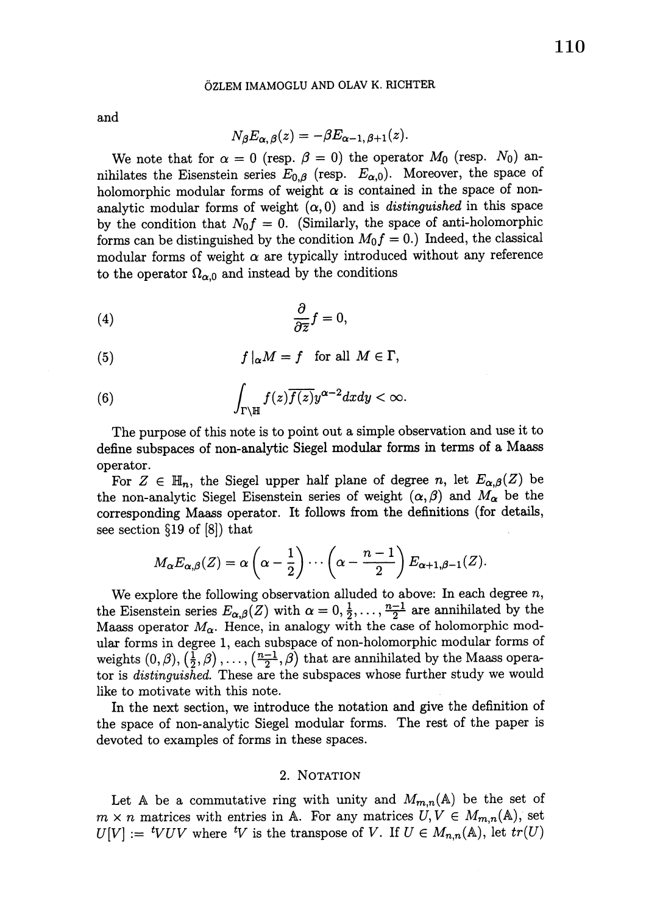and

$$N_\beta E_{\alpha,\beta}(z) = -\beta E_{\alpha-1,\beta+1}(z).$$

We note that for $\alpha = 0$ (resp. $\beta = 0$) the operator $M_0$ (resp. $N_0$) annihilates the Eisenstein series $E_{0,\beta}$ (resp. $E_{\alpha,0}$). Moreover, the space of holomorphic modular forms of weight $\alpha$ is contained in the space of non-analytic modular forms of weight $(\alpha, 0)$ and is *distinguished* in this space by the condition that $N_0 f = 0$. (Similarly, the space of anti-holomorphic forms can be distinguished by the condition $M_0 f = 0$.) Indeed, the classical modular forms of weight $\alpha$ are typically introduced without any reference to the operator $\Omega_{\alpha,0}$ and instead by the conditions

$$\frac{\partial}{\partial \overline{z}} f = 0, \tag{4}$$

$$f\,|_\alpha M = f \quad \text{for all } M \in \Gamma, \tag{5}$$

$$\int_{\Gamma\backslash\mathbb{H}} f(z)\overline{f(z)} y^{\alpha-2} dx dy < \infty. \tag{6}$$

The purpose of this note is to point out a simple observation and use it to define subspaces of non-analytic Siegel modular forms in terms of a Maass operator.

For $Z \in \mathbb{H}_n$, the Siegel upper half plane of degree $n$, let $E_{\alpha,\beta}(Z)$ be the non-analytic Siegel Eisenstein series of weight $(\alpha, \beta)$ and $M_\alpha$ be the corresponding Maass operator. It follows from the definitions (for details, see section §19 of [8]) that

$$M_\alpha E_{\alpha,\beta}(Z) = \alpha\left(\alpha - \frac{1}{2}\right) \cdots \left(\alpha - \frac{n-1}{2}\right) E_{\alpha+1,\beta-1}(Z).$$

We explore the following observation alluded to above: In each degree $n$, the Eisenstein series $E_{\alpha,\beta}(Z)$ with $\alpha = 0, \frac{1}{2}, \ldots, \frac{n-1}{2}$ are annihilated by the Maass operator $M_\alpha$. Hence, in analogy with the case of holomorphic modular forms in degree 1, each subspace of non-holomorphic modular forms of weights $(0,\beta), (\frac{1}{2},\beta), \ldots, (\frac{n-1}{2},\beta)$ that are annihilated by the Maass operator is *distinguished*. These are the subspaces whose further study we would like to motivate with this note.

In the next section, we introduce the notation and give the definition of the space of non-analytic Siegel modular forms. The rest of the paper is devoted to examples of forms in these spaces.

## 2. Notation

Let $\mathbb{A}$ be a commutative ring with unity and $M_{m,n}(\mathbb{A})$ be the set of $m \times n$ matrices with entries in $\mathbb{A}$. For any matrices $U, V \in M_{m,n}(\mathbb{A})$, set $U[V] := {}^tVUV$ where ${}^tV$ is the transpose of $V$. If $U \in M_{n,n}(\mathbb{A})$, let $tr(U)$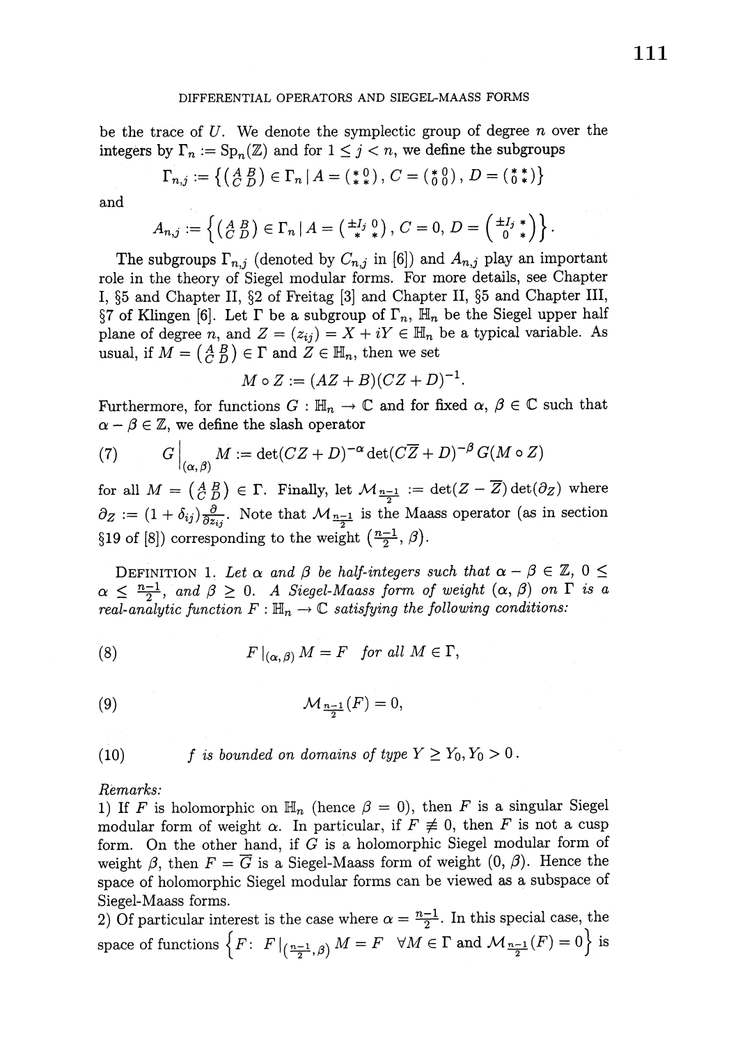be the trace of $U$. We denote the symplectic group of degree $n$ over the integers by $\Gamma_n := \mathrm{Sp}_n(\mathbb{Z})$ and for $1 \leq j < n$, we define the subgroups

$$\Gamma_{n,j} := \left\{ \left(\begin{smallmatrix} A & B \\ C & D \end{smallmatrix}\right) \in \Gamma_n \mid A = \left(\begin{smallmatrix} * & 0 \\ * & * \end{smallmatrix}\right), C = \left(\begin{smallmatrix} * & 0 \\ 0 & 0 \end{smallmatrix}\right), D = \left(\begin{smallmatrix} * & * \\ 0 & * \end{smallmatrix}\right) \right\}$$

and

$$A_{n,j} := \left\{ \left(\begin{smallmatrix} A & B \\ C & D \end{smallmatrix}\right) \in \Gamma_n \mid A = \left(\begin{smallmatrix} \pm I_j & 0 \\ * & * \end{smallmatrix}\right), C = 0, D = \left(\begin{smallmatrix} \pm I_j & * \\ 0 & * \end{smallmatrix}\right) \right\}.$$

The subgroups $\Gamma_{n,j}$ (denoted by $C_{n,j}$ in [6]) and $A_{n,j}$ play an important role in the theory of Siegel modular forms. For more details, see Chapter I, §5 and Chapter II, §2 of Freitag [3] and Chapter II, §5 and Chapter III, §7 of Klingen [6]. Let $\Gamma$ be a subgroup of $\Gamma_n$, $\mathbb{H}_n$ be the Siegel upper half plane of degree $n$, and $Z = (z_{ij}) = X + iY \in \mathbb{H}_n$ be a typical variable. As usual, if $M = \left(\begin{smallmatrix} A & B \\ C & D \end{smallmatrix}\right) \in \Gamma$ and $Z \in \mathbb{H}_n$, then we set

$$M \circ Z := (AZ + B)(CZ + D)^{-1}.$$

Furthermore, for functions $G : \mathbb{H}_n \to \mathbb{C}$ and for fixed $\alpha, \beta \in \mathbb{C}$ such that $\alpha - \beta \in \mathbb{Z}$, we define the slash operator

$$(7) \qquad G\Big|_{(\alpha,\beta)} M := \det(CZ + D)^{-\alpha} \det(C\overline{Z} + D)^{-\beta} G(M \circ Z)$$

for all $M = \left(\begin{smallmatrix} A & B \\ C & D \end{smallmatrix}\right) \in \Gamma$. Finally, let $\mathcal{M}_{\frac{n-1}{2}} := \det(Z - \overline{Z}) \det(\partial_Z)$ where $\partial_Z := (1 + \delta_{ij}) \frac{\partial}{\partial z_{ij}}$. Note that $\mathcal{M}_{\frac{n-1}{2}}$ is the Maass operator (as in section §19 of [8]) corresponding to the weight $(\frac{n-1}{2}, \beta)$.

Definition 1. *Let $\alpha$ and $\beta$ be half-integers such that $\alpha - \beta \in \mathbb{Z}$, $0 \leq \alpha \leq \frac{n-1}{2}$, and $\beta \geq 0$. A Siegel-Maass form of weight $(\alpha, \beta)$ on $\Gamma$ is a real-analytic function $F : \mathbb{H}_n \to \mathbb{C}$ satisfying the following conditions:*

$$(8) \qquad F\,|_{(\alpha,\beta)}\, M = F \quad \textit{for all } M \in \Gamma,$$

$$(9) \qquad \mathcal{M}_{\frac{n-1}{2}}(F) = 0,$$

$$(10) \qquad f \textit{ is bounded on domains of type } Y \geq Y_0, Y_0 > 0\,.$$

*Remarks:*

1) If $F$ is holomorphic on $\mathbb{H}_n$ (hence $\beta = 0$), then $F$ is a singular Siegel modular form of weight $\alpha$. In particular, if $F \not\equiv 0$, then $F$ is not a cusp form. On the other hand, if $G$ is a holomorphic Siegel modular form of weight $\beta$, then $F = \overline{G}$ is a Siegel-Maass form of weight $(0, \beta)$. Hence the space of holomorphic Siegel modular forms can be viewed as a subspace of Siegel-Maass forms.

2) Of particular interest is the case where $\alpha = \frac{n-1}{2}$. In this special case, the space of functions $\left\{F\colon\ F\,|_{(\frac{n-1}{2},\beta)}\, M = F \quad \forall M \in \Gamma \text{ and } \mathcal{M}_{\frac{n-1}{2}}(F) = 0\right\}$ is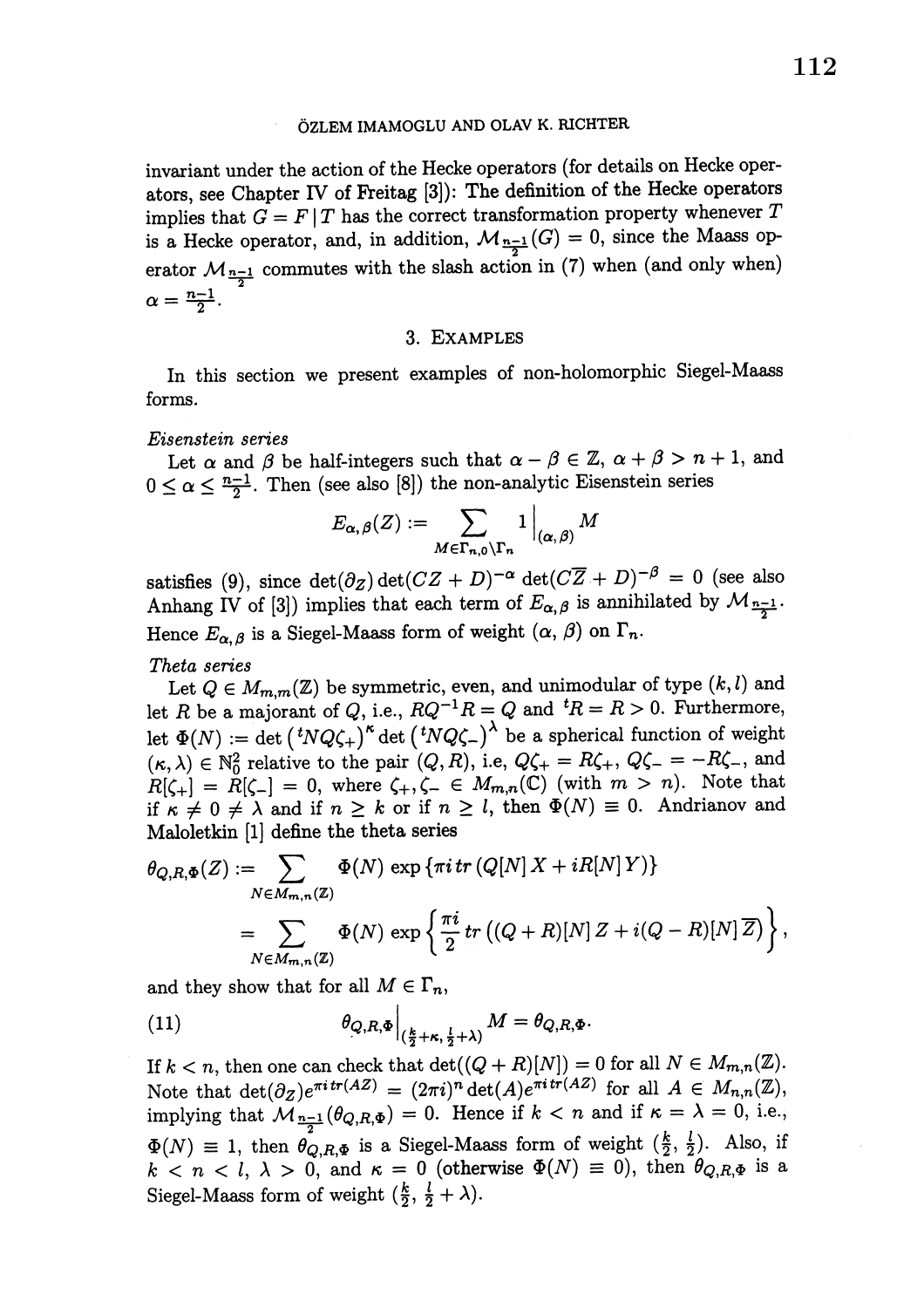invariant under the action of the Hecke operators (for details on Hecke operators, see Chapter IV of Freitag [3]): The definition of the Hecke operators implies that $G = F \,|\, T$ has the correct transformation property whenever $T$ is a Hecke operator, and, in addition, $\mathcal{M}_{\frac{n-1}{2}}(G) = 0$, since the Maass operator $\mathcal{M}_{\frac{n-1}{2}}$ commutes with the slash action in (7) when (and only when) $\alpha = \frac{n-1}{2}$.

## 3. Examples

In this section we present examples of non-holomorphic Siegel-Maass forms.

*Eisenstein series*

Let $\alpha$ and $\beta$ be half-integers such that $\alpha - \beta \in \mathbb{Z}$, $\alpha + \beta > n + 1$, and $0 \leq \alpha \leq \frac{n-1}{2}$. Then (see also [8]) the non-analytic Eisenstein series

$$E_{\alpha,\beta}(Z) := \sum_{M \in \Gamma_{n,0} \backslash \Gamma_n} 1 \Big|_{(\alpha,\beta)} M$$

satisfies (9), since $\det(\partial_Z) \det(CZ + D)^{-\alpha} \det(C\overline{Z} + D)^{-\beta} = 0$ (see also Anhang IV of [3]) implies that each term of $E_{\alpha,\beta}$ is annihilated by $\mathcal{M}_{\frac{n-1}{2}}$. Hence $E_{\alpha,\beta}$ is a Siegel-Maass form of weight $(\alpha, \beta)$ on $\Gamma_n$.

*Theta series*

Let $Q \in M_{m,m}(\mathbb{Z})$ be symmetric, even, and unimodular of type $(k, l)$ and let $R$ be a majorant of $Q$, i.e., $RQ^{-1}R = Q$ and ${}^tR = R > 0$. Furthermore, let $\Phi(N) := \det\left({}^tNQ\zeta_+\right)^\kappa \det\left({}^tNQ\zeta_-\right)^\lambda$ be a spherical function of weight $(\kappa, \lambda) \in \mathbb{N}_0^2$ relative to the pair $(Q, R)$, i.e, $Q\zeta_+ = R\zeta_+$, $Q\zeta_- = -R\zeta_-$, and $R[\zeta_+] = R[\zeta_-] = 0$, where $\zeta_+, \zeta_- \in M_{m,n}(\mathbb{C})$ (with $m > n$). Note that if $\kappa \neq 0 \neq \lambda$ and if $n \geq k$ or if $n \geq l$, then $\Phi(N) \equiv 0$. Andrianov and Maloletkin [1] define the theta series

$$\begin{aligned}
\theta_{Q,R,\Phi}(Z) &:= \sum_{N \in M_{m,n}(\mathbb{Z})} \Phi(N) \exp\left\{\pi i \, tr\left(Q[N]\, X + iR[N]\, Y\right)\right\} \\
&= \sum_{N \in M_{m,n}(\mathbb{Z})} \Phi(N) \exp\left\{\frac{\pi i}{2} tr\left((Q+R)[N]\, Z + i(Q-R)[N]\, \overline{Z}\right)\right\},
\end{aligned}$$

and they show that for all $M \in \Gamma_n$,

$$\theta_{Q,R,\Phi}\Big|_{\left(\frac{k}{2}+\kappa,\, \frac{l}{2}+\lambda\right)} M = \theta_{Q,R,\Phi}. \tag{11}$$

If $k < n$, then one can check that $\det((Q+R)[N]) = 0$ for all $N \in M_{m,n}(\mathbb{Z})$. Note that $\det(\partial_Z) e^{\pi i \, tr(AZ)} = (2\pi i)^n \det(A) e^{\pi i \, tr(AZ)}$ for all $A \in M_{n,n}(\mathbb{Z})$, implying that $\mathcal{M}_{\frac{n-1}{2}}(\theta_{Q,R,\Phi}) = 0$. Hence if $k < n$ and if $\kappa = \lambda = 0$, i.e., $\Phi(N) \equiv 1$, then $\theta_{Q,R,\Phi}$ is a Siegel-Maass form of weight $(\frac{k}{2}, \frac{l}{2})$. Also, if $k < n < l$, $\lambda > 0$, and $\kappa = 0$ (otherwise $\Phi(N) \equiv 0$), then $\theta_{Q,R,\Phi}$ is a Siegel-Maass form of weight $(\frac{k}{2}, \frac{l}{2} + \lambda)$.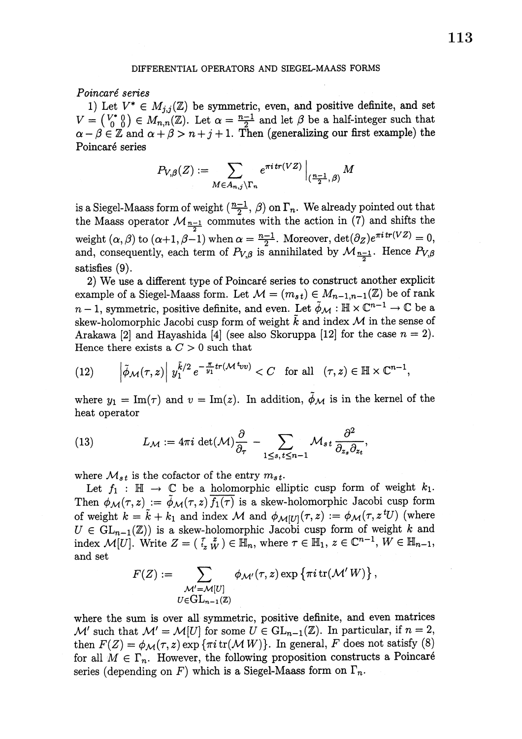*Poincaré series*

1) Let $V^* \in M_{j,j}(\mathbb{Z})$ be symmetric, even, and positive definite, and set $V = \left(\begin{smallmatrix} V^* & 0 \\ 0 & 0 \end{smallmatrix}\right) \in M_{n,n}(\mathbb{Z})$. Let $\alpha = \frac{n-1}{2}$ and let $\beta$ be a half-integer such that $\alpha - \beta \in \mathbb{Z}$ and $\alpha + \beta > n + j + 1$. Then (generalizing our first example) the Poincaré series

$$P_{V,\beta}(Z) := \sum_{M \in A_{n,j} \backslash \Gamma_n} e^{\pi i \, tr(VZ)} \Big|_{(\frac{n-1}{2},\beta)} M$$

is a Siegel-Maass form of weight $(\frac{n-1}{2}, \beta)$ on $\Gamma_n$. We already pointed out that the Maass operator $\mathcal{M}_{\frac{n-1}{2}}$ commutes with the action in (7) and shifts the weight $(\alpha, \beta)$ to $(\alpha+1, \beta-1)$ when $\alpha = \frac{n-1}{2}$. Moreover, $\det(\partial_Z) e^{\pi i \, tr(VZ)} = 0$, and, consequently, each term of $P_{V,\beta}$ is annihilated by $\mathcal{M}_{\frac{n-1}{2}}$. Hence $P_{V,\beta}$ satisfies (9).

2) We use a different type of Poincaré series to construct another explicit example of a Siegel-Maass form. Let $\mathcal{M} = (m_{st}) \in M_{n-1,n-1}(\mathbb{Z})$ be of rank $n-1$, symmetric, positive definite, and even. Let $\tilde{\phi}_{\mathcal{M}} : \mathbb{H} \times \mathbb{C}^{n-1} \to \mathbb{C}$ be a skew-holomorphic Jacobi cusp form of weight $\tilde{k}$ and index $\mathcal{M}$ in the sense of Arakawa [2] and Hayashida [4] (see also Skoruppa [12] for the case $n = 2$). Hence there exists a $C > 0$ such that

$$\left| \tilde{\phi}_{\mathcal{M}}(\tau, z) \right| y_1^{\tilde{k}/2} e^{-\frac{\pi}{y_1} tr(\mathcal{M}\, {}^t vv)} < C \quad \text{for all} \quad (\tau, z) \in \mathbb{H} \times \mathbb{C}^{n-1}, \tag{12}$$

where $y_1 = \mathrm{Im}(\tau)$ and $v = \mathrm{Im}(z)$. In addition, $\tilde{\phi}_{\mathcal{M}}$ is in the kernel of the heat operator

$$L_{\mathcal{M}} := 4\pi i \det(\mathcal{M}) \frac{\partial}{\partial_\tau} - \sum_{1 \leq s,t \leq n-1} \mathcal{M}_{st} \frac{\partial^2}{\partial_{z_s} \partial_{z_t}}, \tag{13}$$

where $\mathcal{M}_{st}$ is the cofactor of the entry $m_{st}$.

Let $f_1 : \mathbb{H} \to \mathbb{C}$ be a holomorphic elliptic cusp form of weight $k_1$. Then $\phi_{\mathcal{M}}(\tau, z) := \tilde{\phi}_{\mathcal{M}}(\tau, z) \overline{f_1(\tau)}$ is a skew-holomorphic Jacobi cusp form of weight $k = \tilde{k} + k_1$ and index $\mathcal{M}$ and $\phi_{\mathcal{M}[U]}(\tau, z) := \phi_{\mathcal{M}}(\tau, z\, {}^t U)$ (where $U \in \mathrm{GL}_{n-1}(\mathbb{Z})$) is a skew-holomorphic Jacobi cusp form of weight $k$ and index $\mathcal{M}[U]$. Write $Z = \left(\begin{smallmatrix} \tau & z \\ {}^t z & W \end{smallmatrix}\right) \in \mathbb{H}_n$, where $\tau \in \mathbb{H}_1$, $z \in \mathbb{C}^{n-1}$, $W \in \mathbb{H}_{n-1}$, and set

$$F(Z) := \sum_{\substack{\mathcal{M}' = \mathcal{M}[U] \\ U \in \mathrm{GL}_{n-1}(\mathbb{Z})}} \phi_{\mathcal{M}'}(\tau, z) \exp\left\{\pi i \, \mathrm{tr}(\mathcal{M}' W)\right\},$$

where the sum is over all symmetric, positive definite, and even matrices $\mathcal{M}'$ such that $\mathcal{M}' = \mathcal{M}[U]$ for some $U \in \mathrm{GL}_{n-1}(\mathbb{Z})$. In particular, if $n = 2$, then $F(Z) = \phi_{\mathcal{M}}(\tau, z) \exp\{\pi i \, \mathrm{tr}(\mathcal{M} W)\}$. In general, $F$ does not satisfy (8) for all $M \in \Gamma_n$. However, the following proposition constructs a Poincaré series (depending on $F$) which is a Siegel-Maass form on $\Gamma_n$.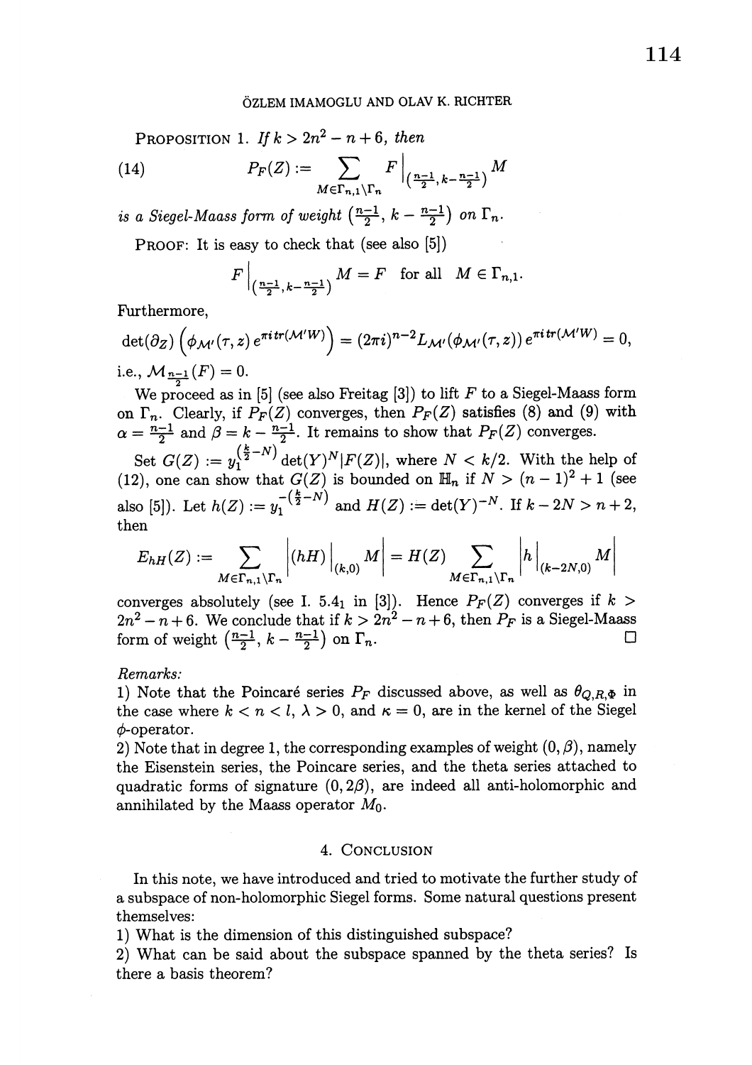**Proposition 1.** *If $k > 2n^2 - n + 6$, then*

$$P_F(Z) := \sum_{M \in \Gamma_{n,1} \backslash \Gamma_n} F \Big|_{\left(\frac{n-1}{2},\, k - \frac{n-1}{2}\right)} M \tag{14}$$

*is a Siegel-Maass form of weight $\left(\frac{n-1}{2},\, k - \frac{n-1}{2}\right)$ on $\Gamma_n$.*

Proof: It is easy to check that (see also [5])

$$F \Big|_{\left(\frac{n-1}{2},\, k - \frac{n-1}{2}\right)} M = F \quad \text{for all } M \in \Gamma_{n,1}.$$

Furthermore,

$$\det(\partial_Z)\left(\phi_{\mathcal{M}'}(\tau, z)\, e^{\pi i\, tr(\mathcal{M}'W)}\right) = (2\pi i)^{n-2} L_{\mathcal{M}'}(\phi_{\mathcal{M}'}(\tau, z))\, e^{\pi i\, tr(\mathcal{M}'W)} = 0,$$

i.e., $\mathcal{M}_{\frac{n-1}{2}}(F) = 0$.

We proceed as in [5] (see also Freitag [3]) to lift $F$ to a Siegel-Maass form on $\Gamma_n$. Clearly, if $P_F(Z)$ converges, then $P_F(Z)$ satisfies (8) and (9) with $\alpha = \frac{n-1}{2}$ and $\beta = k - \frac{n-1}{2}$. It remains to show that $P_F(Z)$ converges.

Set $G(Z) := y_1^{\left(\frac{k}{2} - N\right)} \det(Y)^N |F(Z)|$, where $N < k/2$. With the help of (12), one can show that $G(Z)$ is bounded on $\mathbb{H}_n$ if $N > (n-1)^2 + 1$ (see also [5]). Let $h(Z) := y_1^{-\left(\frac{k}{2} - N\right)}$ and $H(Z) := \det(Y)^{-N}$. If $k - 2N > n + 2$, then

$$E_{hH}(Z) := \sum_{M \in \Gamma_{n,1} \backslash \Gamma_n} \left| (hH) \Big|_{(k,0)} M \right| = H(Z) \sum_{M \in \Gamma_{n,1} \backslash \Gamma_n} \left| h \Big|_{(k-2N,0)} M \right|$$

converges absolutely (see I. $5.4_1$ in [3]). Hence $P_F(Z)$ converges if $k > 2n^2 - n + 6$. We conclude that if $k > 2n^2 - n + 6$, then $P_F$ is a Siegel-Maass form of weight $\left(\frac{n-1}{2},\, k - \frac{n-1}{2}\right)$ on $\Gamma_n$. □

*Remarks:*

1) Note that the Poincaré series $P_F$ discussed above, as well as $\theta_{Q,R,\Phi}$ in the case where $k < n < l$, $\lambda > 0$, and $\kappa = 0$, are in the kernel of the Siegel $\phi$-operator.

2) Note that in degree 1, the corresponding examples of weight $(0, \beta)$, namely the Eisenstein series, the Poincare series, and the theta series attached to quadratic forms of signature $(0, 2\beta)$, are indeed all anti-holomorphic and annihilated by the Maass operator $M_0$.

## 4. Conclusion

In this note, we have introduced and tried to motivate the further study of a subspace of non-holomorphic Siegel forms. Some natural questions present themselves:

1) What is the dimension of this distinguished subspace?

2) What can be said about the subspace spanned by the theta series? Is there a basis theorem?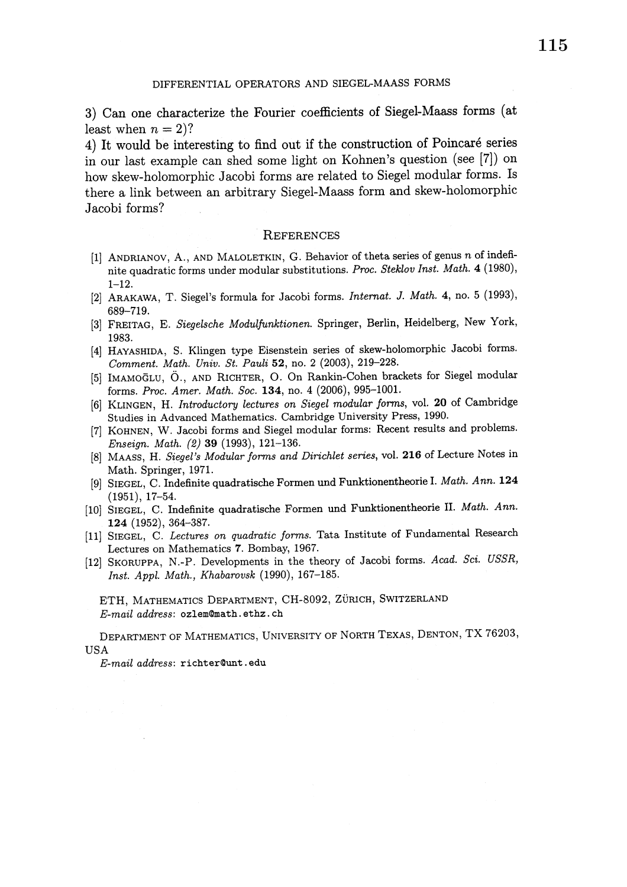3) Can one characterize the Fourier coefficients of Siegel-Maass forms (at least when $n = 2$)?

4) It would be interesting to find out if the construction of Poincaré series in our last example can shed some light on Kohnen's question (see [7]) on how skew-holomorphic Jacobi forms are related to Siegel modular forms. Is there a link between an arbitrary Siegel-Maass form and skew-holomorphic Jacobi forms?

## References

[1] Andrianov, A., and Maloletkin, G. Behavior of theta series of genus $n$ of indefinite quadratic forms under modular substitutions. *Proc. Steklov Inst. Math.* **4** (1980), 1–12.

[2] Arakawa, T. Siegel's formula for Jacobi forms. *Internat. J. Math.* **4**, no. 5 (1993), 689–719.

[3] Freitag, E. *Siegelsche Modulfunktionen.* Springer, Berlin, Heidelberg, New York, 1983.

[4] Hayashida, S. Klingen type Eisenstein series of skew-holomorphic Jacobi forms. *Comment. Math. Univ. St. Pauli* **52**, no. 2 (2003), 219–228.

[5] Imamoḡlu, Ö., and Richter, O. On Rankin-Cohen brackets for Siegel modular forms. *Proc. Amer. Math. Soc.* **134**, no. 4 (2006), 995–1001.

[6] Klingen, H. *Introductory lectures on Siegel modular forms*, vol. **20** of Cambridge Studies in Advanced Mathematics. Cambridge University Press, 1990.

[7] Kohnen, W. Jacobi forms and Siegel modular forms: Recent results and problems. *Enseign. Math. (2)* **39** (1993), 121–136.

[8] Maass, H. *Siegel's Modular forms and Dirichlet series*, vol. **216** of Lecture Notes in Math. Springer, 1971.

[9] Siegel, C. Indefinite quadratische Formen und Funktionentheorie I. *Math. Ann.* **124** (1951), 17–54.

[10] Siegel, C. Indefinite quadratische Formen und Funktionentheorie II. *Math. Ann.* **124** (1952), 364–387.

[11] Siegel, C. *Lectures on quadratic forms.* Tata Institute of Fundamental Research Lectures on Mathematics **7**. Bombay, 1967.

[12] Skoruppa, N.-P. Developments in the theory of Jacobi forms. *Acad. Sci. USSR, Inst. Appl. Math., Khabarovsk* (1990), 167–185.

ETH, Mathematics Department, CH-8092, Zürich, Switzerland
*E-mail address*: ozlem@math.ethz.ch

Department of Mathematics, University of North Texas, Denton, TX 76203, USA
*E-mail address*: richter@unt.edu